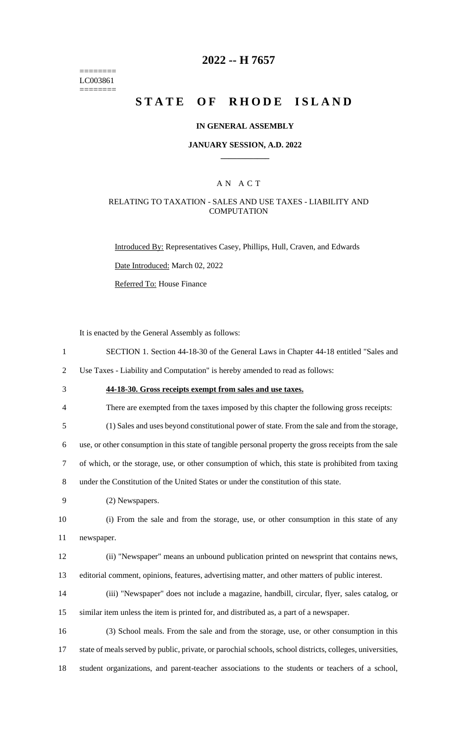========
LC003861
========

# 2022 -- H 7657

# STATE OF RHODE ISLAND

### IN GENERAL ASSEMBLY

### JANUARY SESSION, A.D. 2022

## A N A C T

### RELATING TO TAXATION - SALES AND USE TAXES - LIABILITY AND COMPUTATION

Introduced By: Representatives Casey, Phillips, Hull, Craven, and Edwards

Date Introduced: March 02, 2022

Referred To: House Finance

It is enacted by the General Assembly as follows:

1 SECTION 1. Section 44-18-30 of the General Laws in Chapter 44-18 entitled "Sales and
2 Use Taxes - Liability and Computation" is hereby amended to read as follows:

3 **44-18-30. Gross receipts exempt from sales and use taxes.**

4 There are exempted from the taxes imposed by this chapter the following gross receipts:

5 (1) Sales and uses beyond constitutional power of state. From the sale and from the storage,
6 use, or other consumption in this state of tangible personal property the gross receipts from the sale
7 of which, or the storage, use, or other consumption of which, this state is prohibited from taxing
8 under the Constitution of the United States or under the constitution of this state.

9 (2) Newspapers.

10 (i) From the sale and from the storage, use, or other consumption in this state of any
11 newspaper.

12 (ii) "Newspaper" means an unbound publication printed on newsprint that contains news,
13 editorial comment, opinions, features, advertising matter, and other matters of public interest.

14 (iii) "Newspaper" does not include a magazine, handbill, circular, flyer, sales catalog, or
15 similar item unless the item is printed for, and distributed as, a part of a newspaper.

16 (3) School meals. From the sale and from the storage, use, or other consumption in this
17 state of meals served by public, private, or parochial schools, school districts, colleges, universities,
18 student organizations, and parent-teacher associations to the students or teachers of a school,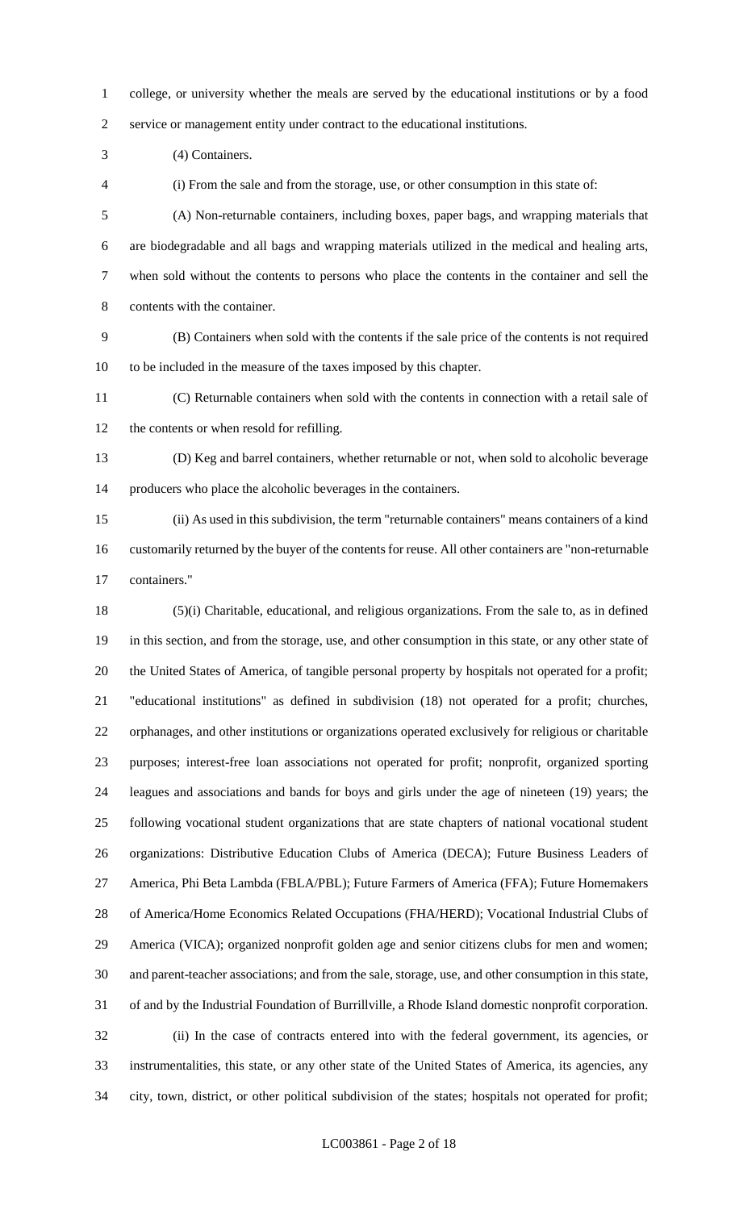college, or university whether the meals are served by the educational institutions or by a food service or management entity under contract to the educational institutions.

(4) Containers.

(i) From the sale and from the storage, use, or other consumption in this state of:

(A) Non-returnable containers, including boxes, paper bags, and wrapping materials that are biodegradable and all bags and wrapping materials utilized in the medical and healing arts, when sold without the contents to persons who place the contents in the container and sell the contents with the container.

(B) Containers when sold with the contents if the sale price of the contents is not required to be included in the measure of the taxes imposed by this chapter.

(C) Returnable containers when sold with the contents in connection with a retail sale of the contents or when resold for refilling.

(D) Keg and barrel containers, whether returnable or not, when sold to alcoholic beverage producers who place the alcoholic beverages in the containers.

(ii) As used in this subdivision, the term "returnable containers" means containers of a kind customarily returned by the buyer of the contents for reuse. All other containers are "non-returnable containers."

(5)(i) Charitable, educational, and religious organizations. From the sale to, as in defined in this section, and from the storage, use, and other consumption in this state, or any other state of the United States of America, of tangible personal property by hospitals not operated for a profit; "educational institutions" as defined in subdivision (18) not operated for a profit; churches, orphanages, and other institutions or organizations operated exclusively for religious or charitable purposes; interest-free loan associations not operated for profit; nonprofit, organized sporting leagues and associations and bands for boys and girls under the age of nineteen (19) years; the following vocational student organizations that are state chapters of national vocational student organizations: Distributive Education Clubs of America (DECA); Future Business Leaders of America, Phi Beta Lambda (FBLA/PBL); Future Farmers of America (FFA); Future Homemakers of America/Home Economics Related Occupations (FHA/HERD); Vocational Industrial Clubs of America (VICA); organized nonprofit golden age and senior citizens clubs for men and women; and parent-teacher associations; and from the sale, storage, use, and other consumption in this state, of and by the Industrial Foundation of Burrillville, a Rhode Island domestic nonprofit corporation.

(ii) In the case of contracts entered into with the federal government, its agencies, or instrumentalities, this state, or any other state of the United States of America, its agencies, any city, town, district, or other political subdivision of the states; hospitals not operated for profit;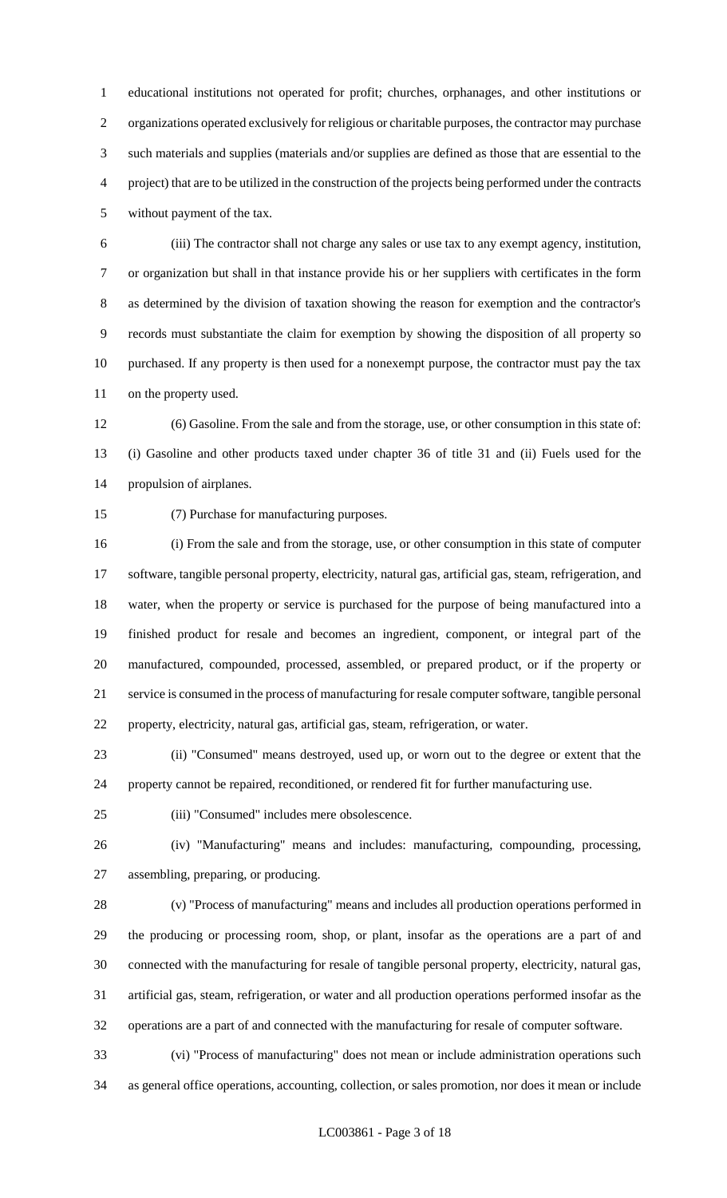educational institutions not operated for profit; churches, orphanages, and other institutions or organizations operated exclusively for religious or charitable purposes, the contractor may purchase such materials and supplies (materials and/or supplies are defined as those that are essential to the project) that are to be utilized in the construction of the projects being performed under the contracts without payment of the tax.

(iii) The contractor shall not charge any sales or use tax to any exempt agency, institution, or organization but shall in that instance provide his or her suppliers with certificates in the form as determined by the division of taxation showing the reason for exemption and the contractor's records must substantiate the claim for exemption by showing the disposition of all property so purchased. If any property is then used for a nonexempt purpose, the contractor must pay the tax on the property used.

(6) Gasoline. From the sale and from the storage, use, or other consumption in this state of: (i) Gasoline and other products taxed under chapter 36 of title 31 and (ii) Fuels used for the propulsion of airplanes.

(7) Purchase for manufacturing purposes.

(i) From the sale and from the storage, use, or other consumption in this state of computer software, tangible personal property, electricity, natural gas, artificial gas, steam, refrigeration, and water, when the property or service is purchased for the purpose of being manufactured into a finished product for resale and becomes an ingredient, component, or integral part of the manufactured, compounded, processed, assembled, or prepared product, or if the property or service is consumed in the process of manufacturing for resale computer software, tangible personal property, electricity, natural gas, artificial gas, steam, refrigeration, or water.

(ii) "Consumed" means destroyed, used up, or worn out to the degree or extent that the property cannot be repaired, reconditioned, or rendered fit for further manufacturing use.

(iii) "Consumed" includes mere obsolescence.

(iv) "Manufacturing" means and includes: manufacturing, compounding, processing, assembling, preparing, or producing.

(v) "Process of manufacturing" means and includes all production operations performed in the producing or processing room, shop, or plant, insofar as the operations are a part of and connected with the manufacturing for resale of tangible personal property, electricity, natural gas, artificial gas, steam, refrigeration, or water and all production operations performed insofar as the operations are a part of and connected with the manufacturing for resale of computer software.

(vi) "Process of manufacturing" does not mean or include administration operations such as general office operations, accounting, collection, or sales promotion, nor does it mean or include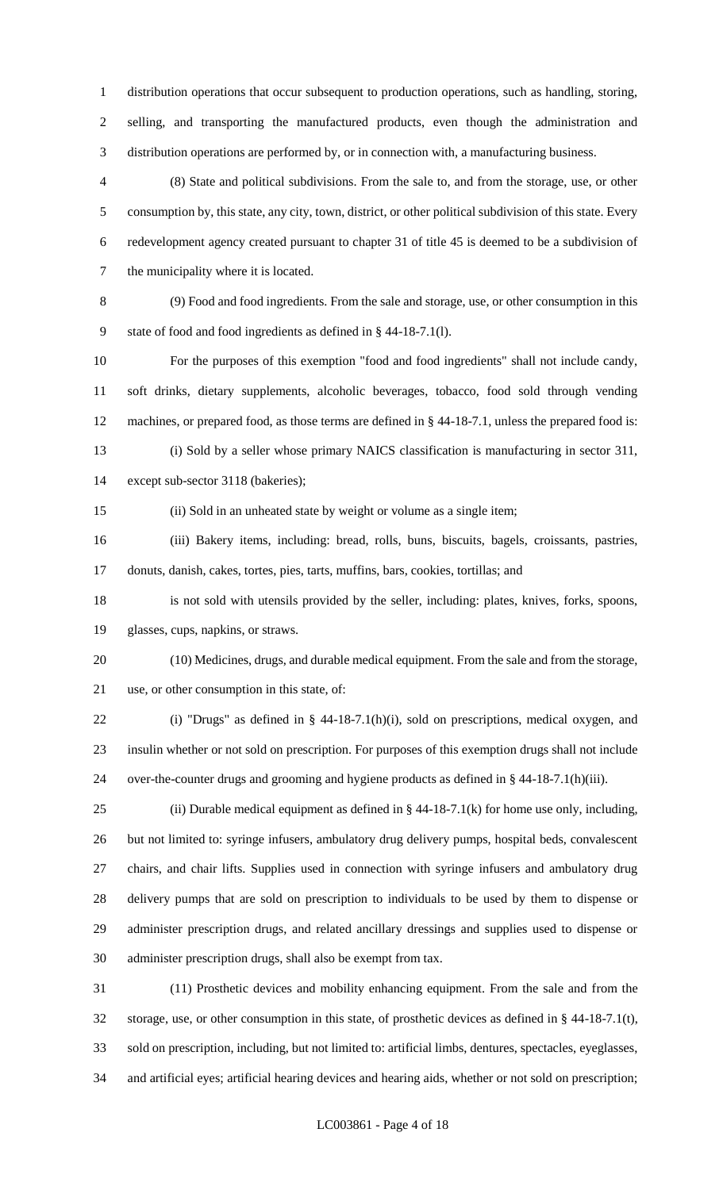distribution operations that occur subsequent to production operations, such as handling, storing, selling, and transporting the manufactured products, even though the administration and distribution operations are performed by, or in connection with, a manufacturing business.

(8) State and political subdivisions. From the sale to, and from the storage, use, or other consumption by, this state, any city, town, district, or other political subdivision of this state. Every redevelopment agency created pursuant to chapter 31 of title 45 is deemed to be a subdivision of the municipality where it is located.

(9) Food and food ingredients. From the sale and storage, use, or other consumption in this state of food and food ingredients as defined in § 44-18-7.1(l).

For the purposes of this exemption "food and food ingredients" shall not include candy, soft drinks, dietary supplements, alcoholic beverages, tobacco, food sold through vending machines, or prepared food, as those terms are defined in § 44-18-7.1, unless the prepared food is:

(i) Sold by a seller whose primary NAICS classification is manufacturing in sector 311, except sub-sector 3118 (bakeries);

(ii) Sold in an unheated state by weight or volume as a single item;

(iii) Bakery items, including: bread, rolls, buns, biscuits, bagels, croissants, pastries, donuts, danish, cakes, tortes, pies, tarts, muffins, bars, cookies, tortillas; and

is not sold with utensils provided by the seller, including: plates, knives, forks, spoons, glasses, cups, napkins, or straws.

(10) Medicines, drugs, and durable medical equipment. From the sale and from the storage, use, or other consumption in this state, of:

(i) "Drugs" as defined in § 44-18-7.1(h)(i), sold on prescriptions, medical oxygen, and insulin whether or not sold on prescription. For purposes of this exemption drugs shall not include over-the-counter drugs and grooming and hygiene products as defined in § 44-18-7.1(h)(iii).

(ii) Durable medical equipment as defined in § 44-18-7.1(k) for home use only, including, but not limited to: syringe infusers, ambulatory drug delivery pumps, hospital beds, convalescent chairs, and chair lifts. Supplies used in connection with syringe infusers and ambulatory drug delivery pumps that are sold on prescription to individuals to be used by them to dispense or administer prescription drugs, and related ancillary dressings and supplies used to dispense or administer prescription drugs, shall also be exempt from tax.

(11) Prosthetic devices and mobility enhancing equipment. From the sale and from the storage, use, or other consumption in this state, of prosthetic devices as defined in § 44-18-7.1(t), sold on prescription, including, but not limited to: artificial limbs, dentures, spectacles, eyeglasses, and artificial eyes; artificial hearing devices and hearing aids, whether or not sold on prescription;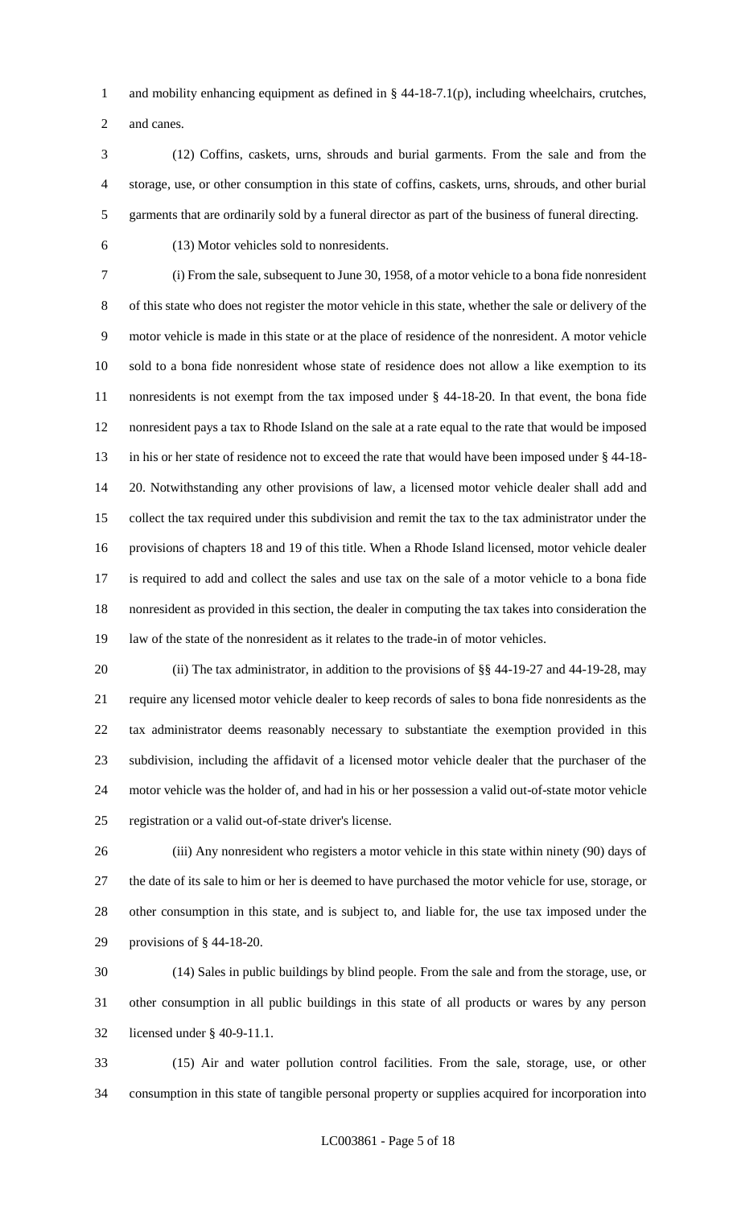and mobility enhancing equipment as defined in § 44-18-7.1(p), including wheelchairs, crutches, and canes.

(12) Coffins, caskets, urns, shrouds and burial garments. From the sale and from the storage, use, or other consumption in this state of coffins, caskets, urns, shrouds, and other burial garments that are ordinarily sold by a funeral director as part of the business of funeral directing.

(13) Motor vehicles sold to nonresidents.

(i) From the sale, subsequent to June 30, 1958, of a motor vehicle to a bona fide nonresident of this state who does not register the motor vehicle in this state, whether the sale or delivery of the motor vehicle is made in this state or at the place of residence of the nonresident. A motor vehicle sold to a bona fide nonresident whose state of residence does not allow a like exemption to its nonresidents is not exempt from the tax imposed under § 44-18-20. In that event, the bona fide nonresident pays a tax to Rhode Island on the sale at a rate equal to the rate that would be imposed in his or her state of residence not to exceed the rate that would have been imposed under § 44-18-20. Notwithstanding any other provisions of law, a licensed motor vehicle dealer shall add and collect the tax required under this subdivision and remit the tax to the tax administrator under the provisions of chapters 18 and 19 of this title. When a Rhode Island licensed, motor vehicle dealer is required to add and collect the sales and use tax on the sale of a motor vehicle to a bona fide nonresident as provided in this section, the dealer in computing the tax takes into consideration the law of the state of the nonresident as it relates to the trade-in of motor vehicles.

(ii) The tax administrator, in addition to the provisions of §§ 44-19-27 and 44-19-28, may require any licensed motor vehicle dealer to keep records of sales to bona fide nonresidents as the tax administrator deems reasonably necessary to substantiate the exemption provided in this subdivision, including the affidavit of a licensed motor vehicle dealer that the purchaser of the motor vehicle was the holder of, and had in his or her possession a valid out-of-state motor vehicle registration or a valid out-of-state driver's license.

(iii) Any nonresident who registers a motor vehicle in this state within ninety (90) days of the date of its sale to him or her is deemed to have purchased the motor vehicle for use, storage, or other consumption in this state, and is subject to, and liable for, the use tax imposed under the provisions of § 44-18-20.

(14) Sales in public buildings by blind people. From the sale and from the storage, use, or other consumption in all public buildings in this state of all products or wares by any person licensed under § 40-9-11.1.

(15) Air and water pollution control facilities. From the sale, storage, use, or other consumption in this state of tangible personal property or supplies acquired for incorporation into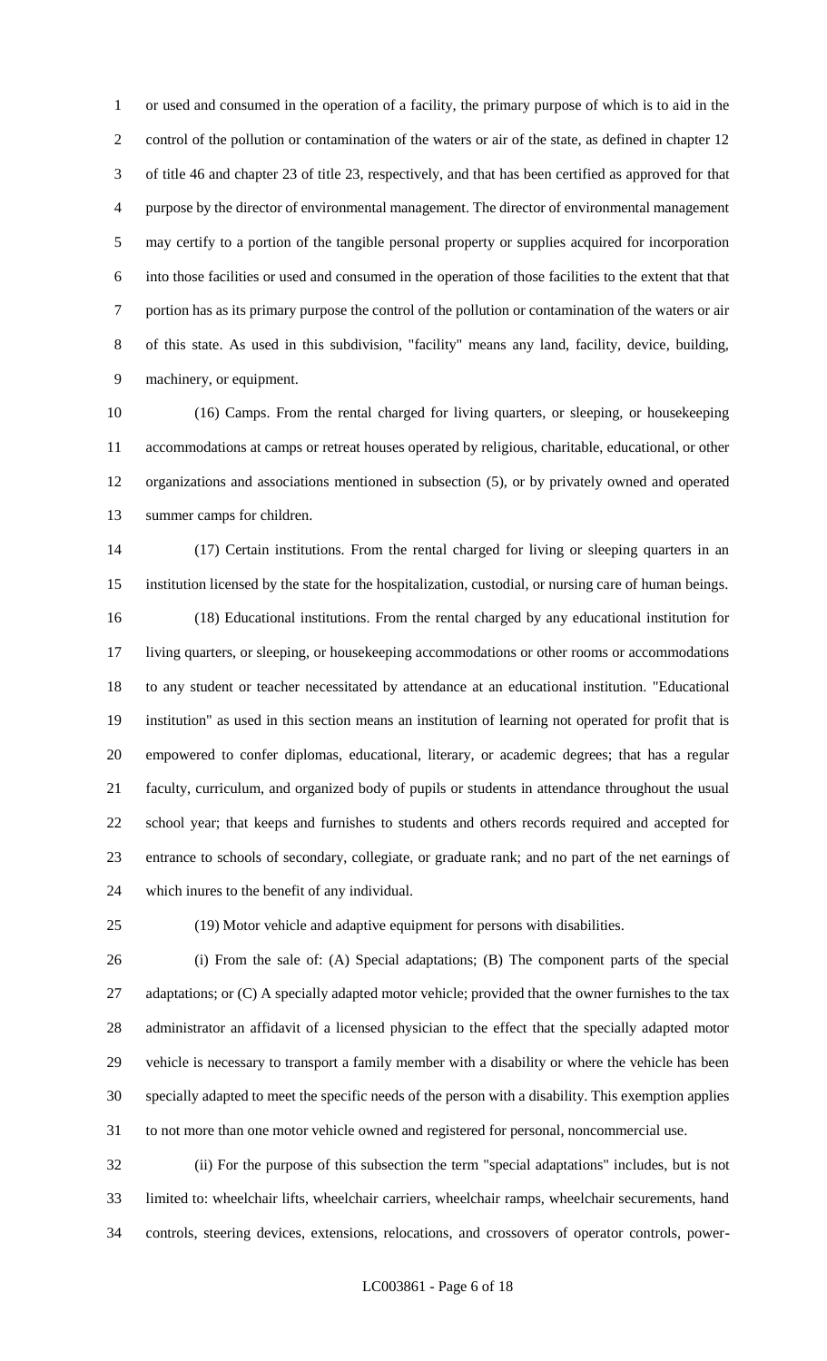or used and consumed in the operation of a facility, the primary purpose of which is to aid in the control of the pollution or contamination of the waters or air of the state, as defined in chapter 12 of title 46 and chapter 23 of title 23, respectively, and that has been certified as approved for that purpose by the director of environmental management. The director of environmental management may certify to a portion of the tangible personal property or supplies acquired for incorporation into those facilities or used and consumed in the operation of those facilities to the extent that that portion has as its primary purpose the control of the pollution or contamination of the waters or air of this state. As used in this subdivision, "facility" means any land, facility, device, building, machinery, or equipment.

(16) Camps. From the rental charged for living quarters, or sleeping, or housekeeping accommodations at camps or retreat houses operated by religious, charitable, educational, or other organizations and associations mentioned in subsection (5), or by privately owned and operated summer camps for children.

(17) Certain institutions. From the rental charged for living or sleeping quarters in an institution licensed by the state for the hospitalization, custodial, or nursing care of human beings.

(18) Educational institutions. From the rental charged by any educational institution for living quarters, or sleeping, or housekeeping accommodations or other rooms or accommodations to any student or teacher necessitated by attendance at an educational institution. "Educational institution" as used in this section means an institution of learning not operated for profit that is empowered to confer diplomas, educational, literary, or academic degrees; that has a regular faculty, curriculum, and organized body of pupils or students in attendance throughout the usual school year; that keeps and furnishes to students and others records required and accepted for entrance to schools of secondary, collegiate, or graduate rank; and no part of the net earnings of which inures to the benefit of any individual.

(19) Motor vehicle and adaptive equipment for persons with disabilities.

(i) From the sale of: (A) Special adaptations; (B) The component parts of the special adaptations; or (C) A specially adapted motor vehicle; provided that the owner furnishes to the tax administrator an affidavit of a licensed physician to the effect that the specially adapted motor vehicle is necessary to transport a family member with a disability or where the vehicle has been specially adapted to meet the specific needs of the person with a disability. This exemption applies to not more than one motor vehicle owned and registered for personal, noncommercial use.

(ii) For the purpose of this subsection the term "special adaptations" includes, but is not limited to: wheelchair lifts, wheelchair carriers, wheelchair ramps, wheelchair securements, hand controls, steering devices, extensions, relocations, and crossovers of operator controls, power-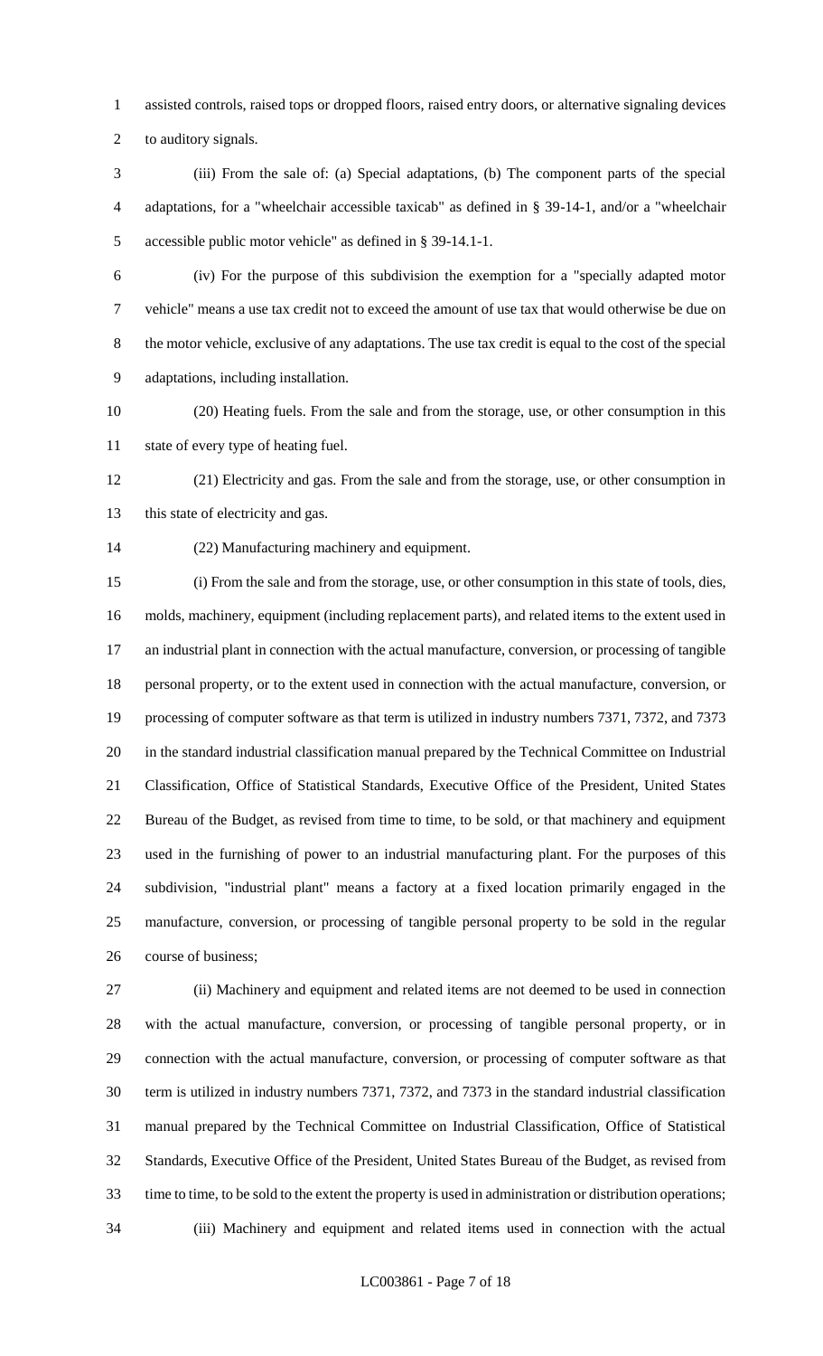assisted controls, raised tops or dropped floors, raised entry doors, or alternative signaling devices to auditory signals.

(iii) From the sale of: (a) Special adaptations, (b) The component parts of the special adaptations, for a "wheelchair accessible taxicab" as defined in § 39-14-1, and/or a "wheelchair accessible public motor vehicle" as defined in § 39-14.1-1.

(iv) For the purpose of this subdivision the exemption for a "specially adapted motor vehicle" means a use tax credit not to exceed the amount of use tax that would otherwise be due on the motor vehicle, exclusive of any adaptations. The use tax credit is equal to the cost of the special adaptations, including installation.

(20) Heating fuels. From the sale and from the storage, use, or other consumption in this state of every type of heating fuel.

(21) Electricity and gas. From the sale and from the storage, use, or other consumption in this state of electricity and gas.

(22) Manufacturing machinery and equipment.

(i) From the sale and from the storage, use, or other consumption in this state of tools, dies, molds, machinery, equipment (including replacement parts), and related items to the extent used in an industrial plant in connection with the actual manufacture, conversion, or processing of tangible personal property, or to the extent used in connection with the actual manufacture, conversion, or processing of computer software as that term is utilized in industry numbers 7371, 7372, and 7373 in the standard industrial classification manual prepared by the Technical Committee on Industrial Classification, Office of Statistical Standards, Executive Office of the President, United States Bureau of the Budget, as revised from time to time, to be sold, or that machinery and equipment used in the furnishing of power to an industrial manufacturing plant. For the purposes of this subdivision, "industrial plant" means a factory at a fixed location primarily engaged in the manufacture, conversion, or processing of tangible personal property to be sold in the regular course of business;

(ii) Machinery and equipment and related items are not deemed to be used in connection with the actual manufacture, conversion, or processing of tangible personal property, or in connection with the actual manufacture, conversion, or processing of computer software as that term is utilized in industry numbers 7371, 7372, and 7373 in the standard industrial classification manual prepared by the Technical Committee on Industrial Classification, Office of Statistical Standards, Executive Office of the President, United States Bureau of the Budget, as revised from time to time, to be sold to the extent the property is used in administration or distribution operations;

(iii) Machinery and equipment and related items used in connection with the actual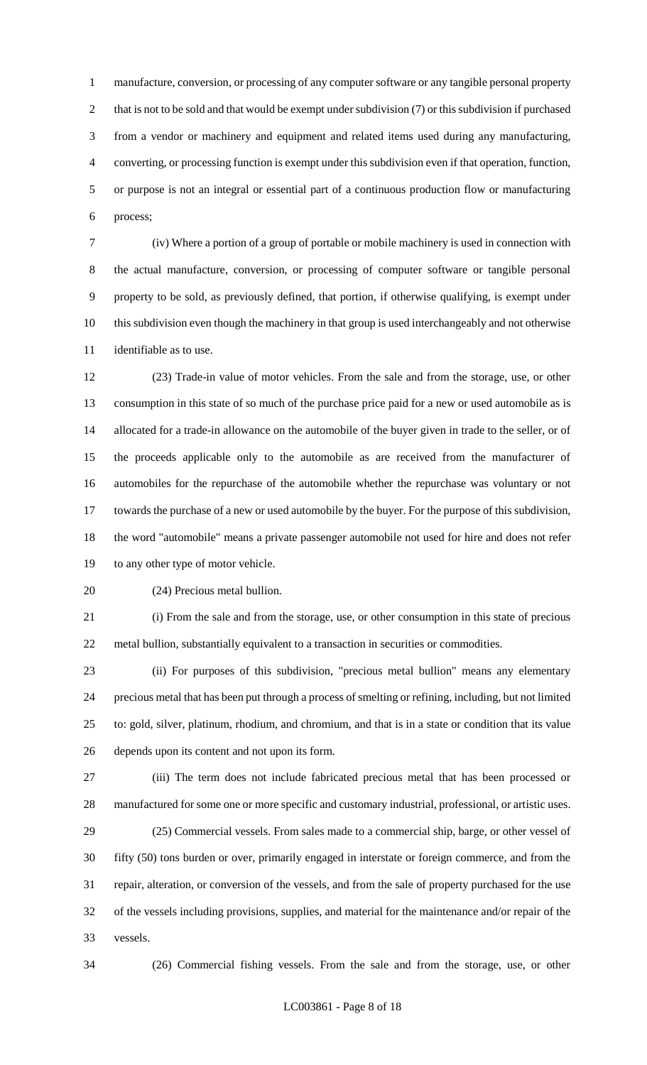manufacture, conversion, or processing of any computer software or any tangible personal property that is not to be sold and that would be exempt under subdivision (7) or this subdivision if purchased from a vendor or machinery and equipment and related items used during any manufacturing, converting, or processing function is exempt under this subdivision even if that operation, function, or purpose is not an integral or essential part of a continuous production flow or manufacturing process;

(iv) Where a portion of a group of portable or mobile machinery is used in connection with the actual manufacture, conversion, or processing of computer software or tangible personal property to be sold, as previously defined, that portion, if otherwise qualifying, is exempt under this subdivision even though the machinery in that group is used interchangeably and not otherwise identifiable as to use.

(23) Trade-in value of motor vehicles. From the sale and from the storage, use, or other consumption in this state of so much of the purchase price paid for a new or used automobile as is allocated for a trade-in allowance on the automobile of the buyer given in trade to the seller, or of the proceeds applicable only to the automobile as are received from the manufacturer of automobiles for the repurchase of the automobile whether the repurchase was voluntary or not towards the purchase of a new or used automobile by the buyer. For the purpose of this subdivision, the word "automobile" means a private passenger automobile not used for hire and does not refer to any other type of motor vehicle.

(24) Precious metal bullion.

(i) From the sale and from the storage, use, or other consumption in this state of precious metal bullion, substantially equivalent to a transaction in securities or commodities.

(ii) For purposes of this subdivision, "precious metal bullion" means any elementary precious metal that has been put through a process of smelting or refining, including, but not limited to: gold, silver, platinum, rhodium, and chromium, and that is in a state or condition that its value depends upon its content and not upon its form.

(iii) The term does not include fabricated precious metal that has been processed or manufactured for some one or more specific and customary industrial, professional, or artistic uses.

(25) Commercial vessels. From sales made to a commercial ship, barge, or other vessel of fifty (50) tons burden or over, primarily engaged in interstate or foreign commerce, and from the repair, alteration, or conversion of the vessels, and from the sale of property purchased for the use of the vessels including provisions, supplies, and material for the maintenance and/or repair of the vessels.

(26) Commercial fishing vessels. From the sale and from the storage, use, or other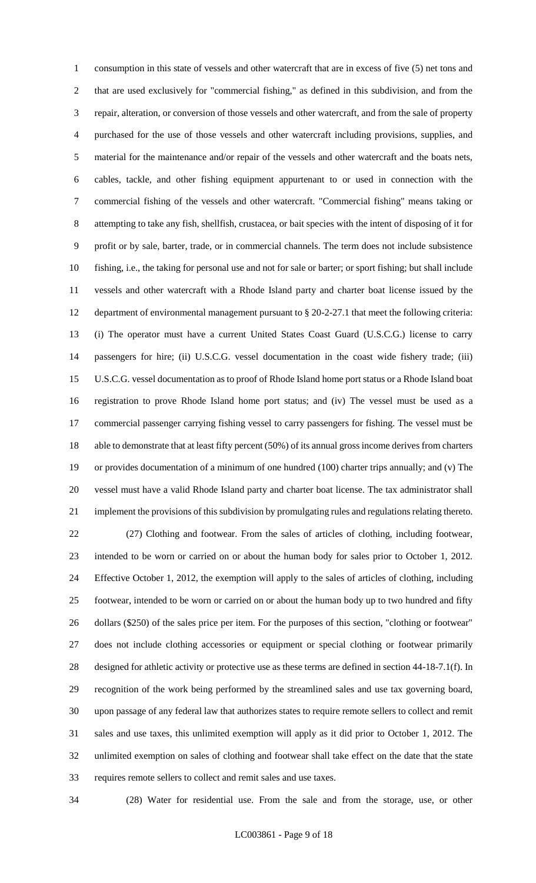consumption in this state of vessels and other watercraft that are in excess of five (5) net tons and that are used exclusively for "commercial fishing," as defined in this subdivision, and from the repair, alteration, or conversion of those vessels and other watercraft, and from the sale of property purchased for the use of those vessels and other watercraft including provisions, supplies, and material for the maintenance and/or repair of the vessels and other watercraft and the boats nets, cables, tackle, and other fishing equipment appurtenant to or used in connection with the commercial fishing of the vessels and other watercraft. "Commercial fishing" means taking or attempting to take any fish, shellfish, crustacea, or bait species with the intent of disposing of it for profit or by sale, barter, trade, or in commercial channels. The term does not include subsistence fishing, i.e., the taking for personal use and not for sale or barter; or sport fishing; but shall include vessels and other watercraft with a Rhode Island party and charter boat license issued by the department of environmental management pursuant to § 20-2-27.1 that meet the following criteria: (i) The operator must have a current United States Coast Guard (U.S.C.G.) license to carry passengers for hire; (ii) U.S.C.G. vessel documentation in the coast wide fishery trade; (iii) U.S.C.G. vessel documentation as to proof of Rhode Island home port status or a Rhode Island boat registration to prove Rhode Island home port status; and (iv) The vessel must be used as a commercial passenger carrying fishing vessel to carry passengers for fishing. The vessel must be able to demonstrate that at least fifty percent (50%) of its annual gross income derives from charters or provides documentation of a minimum of one hundred (100) charter trips annually; and (v) The vessel must have a valid Rhode Island party and charter boat license. The tax administrator shall implement the provisions of this subdivision by promulgating rules and regulations relating thereto.

(27) Clothing and footwear. From the sales of articles of clothing, including footwear, intended to be worn or carried on or about the human body for sales prior to October 1, 2012. Effective October 1, 2012, the exemption will apply to the sales of articles of clothing, including footwear, intended to be worn or carried on or about the human body up to two hundred and fifty dollars ($250) of the sales price per item. For the purposes of this section, "clothing or footwear" does not include clothing accessories or equipment or special clothing or footwear primarily designed for athletic activity or protective use as these terms are defined in section 44-18-7.1(f). In recognition of the work being performed by the streamlined sales and use tax governing board, upon passage of any federal law that authorizes states to require remote sellers to collect and remit sales and use taxes, this unlimited exemption will apply as it did prior to October 1, 2012. The unlimited exemption on sales of clothing and footwear shall take effect on the date that the state requires remote sellers to collect and remit sales and use taxes.

(28) Water for residential use. From the sale and from the storage, use, or other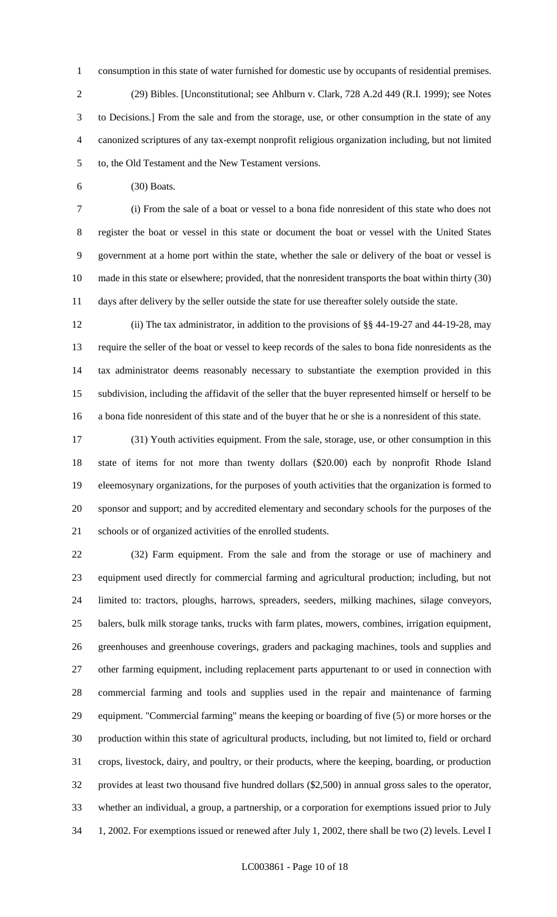consumption in this state of water furnished for domestic use by occupants of residential premises.

(29) Bibles. [Unconstitutional; see Ahlburn v. Clark, 728 A.2d 449 (R.I. 1999); see Notes to Decisions.] From the sale and from the storage, use, or other consumption in the state of any canonized scriptures of any tax-exempt nonprofit religious organization including, but not limited to, the Old Testament and the New Testament versions.

(30) Boats.

(i) From the sale of a boat or vessel to a bona fide nonresident of this state who does not register the boat or vessel in this state or document the boat or vessel with the United States government at a home port within the state, whether the sale or delivery of the boat or vessel is made in this state or elsewhere; provided, that the nonresident transports the boat within thirty (30) days after delivery by the seller outside the state for use thereafter solely outside the state.

(ii) The tax administrator, in addition to the provisions of §§ 44-19-27 and 44-19-28, may require the seller of the boat or vessel to keep records of the sales to bona fide nonresidents as the tax administrator deems reasonably necessary to substantiate the exemption provided in this subdivision, including the affidavit of the seller that the buyer represented himself or herself to be a bona fide nonresident of this state and of the buyer that he or she is a nonresident of this state.

(31) Youth activities equipment. From the sale, storage, use, or other consumption in this state of items for not more than twenty dollars ($20.00) each by nonprofit Rhode Island eleemosynary organizations, for the purposes of youth activities that the organization is formed to sponsor and support; and by accredited elementary and secondary schools for the purposes of the schools or of organized activities of the enrolled students.

(32) Farm equipment. From the sale and from the storage or use of machinery and equipment used directly for commercial farming and agricultural production; including, but not limited to: tractors, ploughs, harrows, spreaders, seeders, milking machines, silage conveyors, balers, bulk milk storage tanks, trucks with farm plates, mowers, combines, irrigation equipment, greenhouses and greenhouse coverings, graders and packaging machines, tools and supplies and other farming equipment, including replacement parts appurtenant to or used in connection with commercial farming and tools and supplies used in the repair and maintenance of farming equipment. "Commercial farming" means the keeping or boarding of five (5) or more horses or the production within this state of agricultural products, including, but not limited to, field or orchard crops, livestock, dairy, and poultry, or their products, where the keeping, boarding, or production provides at least two thousand five hundred dollars ($2,500) in annual gross sales to the operator, whether an individual, a group, a partnership, or a corporation for exemptions issued prior to July 1, 2002. For exemptions issued or renewed after July 1, 2002, there shall be two (2) levels. Level I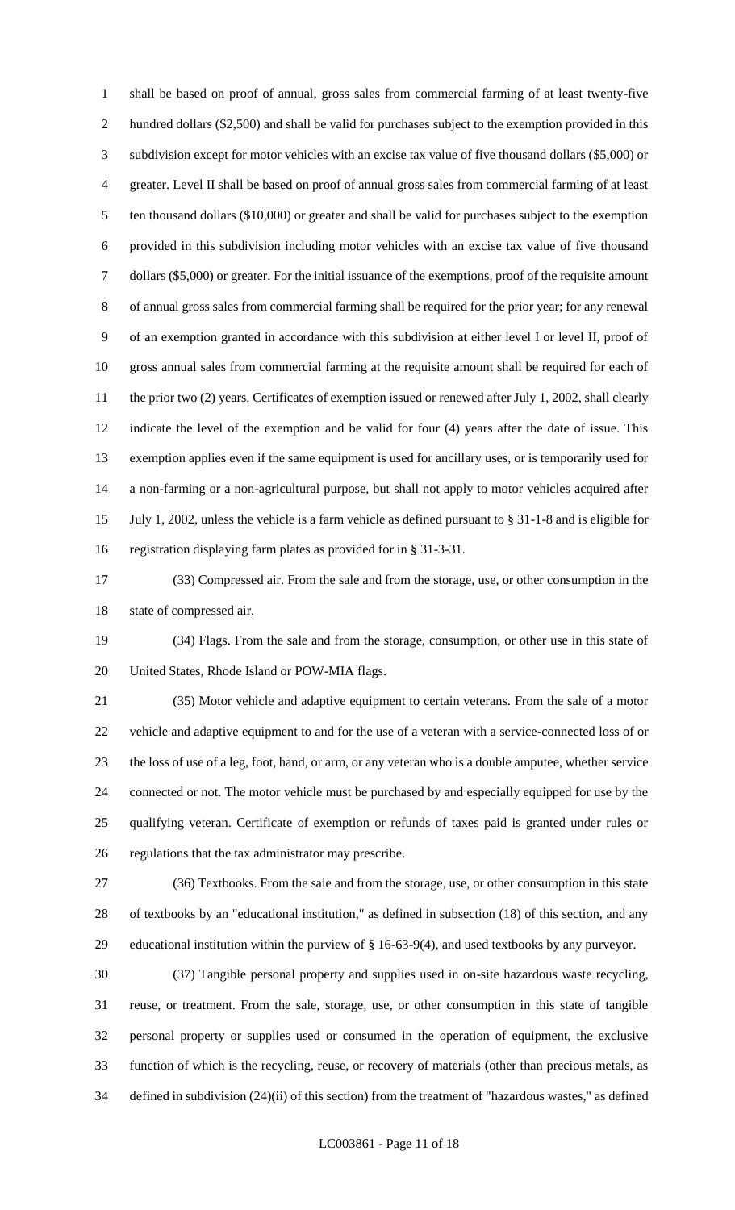shall be based on proof of annual, gross sales from commercial farming of at least twenty-five hundred dollars ($2,500) and shall be valid for purchases subject to the exemption provided in this subdivision except for motor vehicles with an excise tax value of five thousand dollars ($5,000) or greater. Level II shall be based on proof of annual gross sales from commercial farming of at least ten thousand dollars ($10,000) or greater and shall be valid for purchases subject to the exemption provided in this subdivision including motor vehicles with an excise tax value of five thousand dollars ($5,000) or greater. For the initial issuance of the exemptions, proof of the requisite amount of annual gross sales from commercial farming shall be required for the prior year; for any renewal of an exemption granted in accordance with this subdivision at either level I or level II, proof of gross annual sales from commercial farming at the requisite amount shall be required for each of the prior two (2) years. Certificates of exemption issued or renewed after July 1, 2002, shall clearly indicate the level of the exemption and be valid for four (4) years after the date of issue. This exemption applies even if the same equipment is used for ancillary uses, or is temporarily used for a non-farming or a non-agricultural purpose, but shall not apply to motor vehicles acquired after July 1, 2002, unless the vehicle is a farm vehicle as defined pursuant to § 31-1-8 and is eligible for registration displaying farm plates as provided for in § 31-3-31.

(33) Compressed air. From the sale and from the storage, use, or other consumption in the state of compressed air.

(34) Flags. From the sale and from the storage, consumption, or other use in this state of United States, Rhode Island or POW-MIA flags.

(35) Motor vehicle and adaptive equipment to certain veterans. From the sale of a motor vehicle and adaptive equipment to and for the use of a veteran with a service-connected loss of or the loss of use of a leg, foot, hand, or arm, or any veteran who is a double amputee, whether service connected or not. The motor vehicle must be purchased by and especially equipped for use by the qualifying veteran. Certificate of exemption or refunds of taxes paid is granted under rules or regulations that the tax administrator may prescribe.

(36) Textbooks. From the sale and from the storage, use, or other consumption in this state of textbooks by an "educational institution," as defined in subsection (18) of this section, and any educational institution within the purview of § 16-63-9(4), and used textbooks by any purveyor.

(37) Tangible personal property and supplies used in on-site hazardous waste recycling, reuse, or treatment. From the sale, storage, use, or other consumption in this state of tangible personal property or supplies used or consumed in the operation of equipment, the exclusive function of which is the recycling, reuse, or recovery of materials (other than precious metals, as defined in subdivision (24)(ii) of this section) from the treatment of "hazardous wastes," as defined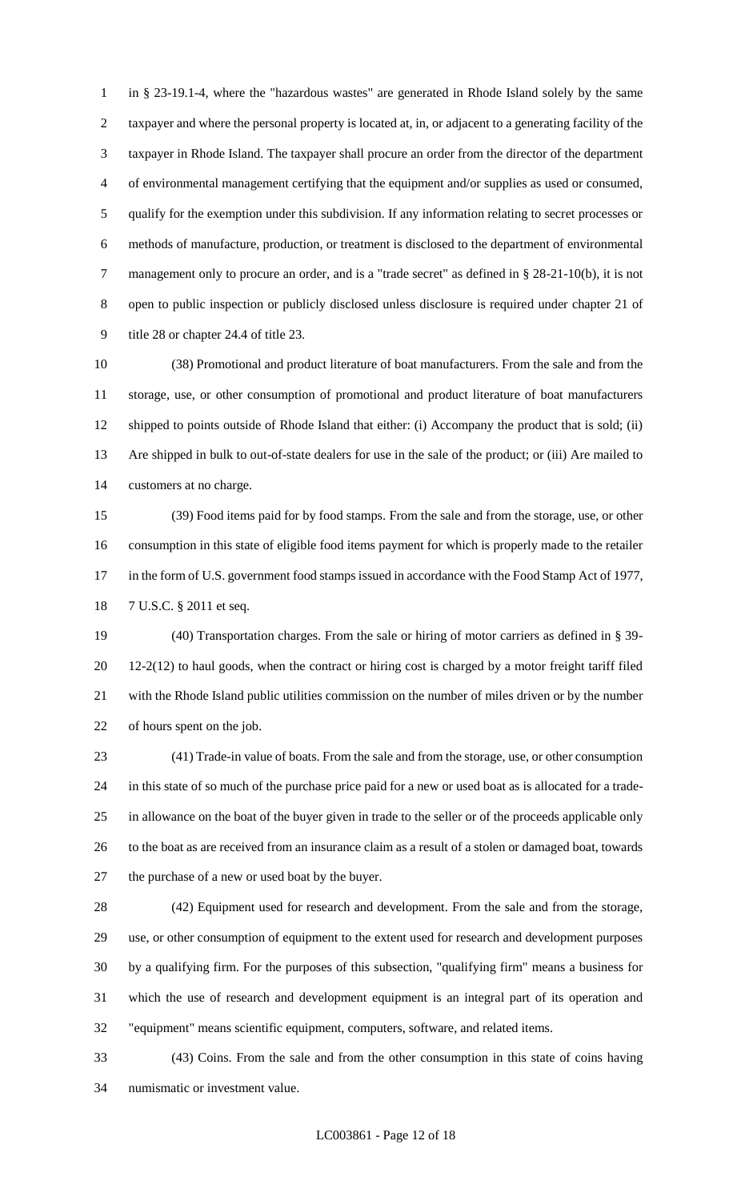in § 23-19.1-4, where the "hazardous wastes" are generated in Rhode Island solely by the same taxpayer and where the personal property is located at, in, or adjacent to a generating facility of the taxpayer in Rhode Island. The taxpayer shall procure an order from the director of the department of environmental management certifying that the equipment and/or supplies as used or consumed, qualify for the exemption under this subdivision. If any information relating to secret processes or methods of manufacture, production, or treatment is disclosed to the department of environmental management only to procure an order, and is a "trade secret" as defined in § 28-21-10(b), it is not open to public inspection or publicly disclosed unless disclosure is required under chapter 21 of title 28 or chapter 24.4 of title 23.

(38) Promotional and product literature of boat manufacturers. From the sale and from the storage, use, or other consumption of promotional and product literature of boat manufacturers shipped to points outside of Rhode Island that either: (i) Accompany the product that is sold; (ii) Are shipped in bulk to out-of-state dealers for use in the sale of the product; or (iii) Are mailed to customers at no charge.

(39) Food items paid for by food stamps. From the sale and from the storage, use, or other consumption in this state of eligible food items payment for which is properly made to the retailer in the form of U.S. government food stamps issued in accordance with the Food Stamp Act of 1977, 7 U.S.C. § 2011 et seq.

(40) Transportation charges. From the sale or hiring of motor carriers as defined in § 39-12-2(12) to haul goods, when the contract or hiring cost is charged by a motor freight tariff filed with the Rhode Island public utilities commission on the number of miles driven or by the number of hours spent on the job.

(41) Trade-in value of boats. From the sale and from the storage, use, or other consumption in this state of so much of the purchase price paid for a new or used boat as is allocated for a trade-in allowance on the boat of the buyer given in trade to the seller or of the proceeds applicable only to the boat as are received from an insurance claim as a result of a stolen or damaged boat, towards the purchase of a new or used boat by the buyer.

(42) Equipment used for research and development. From the sale and from the storage, use, or other consumption of equipment to the extent used for research and development purposes by a qualifying firm. For the purposes of this subsection, "qualifying firm" means a business for which the use of research and development equipment is an integral part of its operation and "equipment" means scientific equipment, computers, software, and related items.

(43) Coins. From the sale and from the other consumption in this state of coins having numismatic or investment value.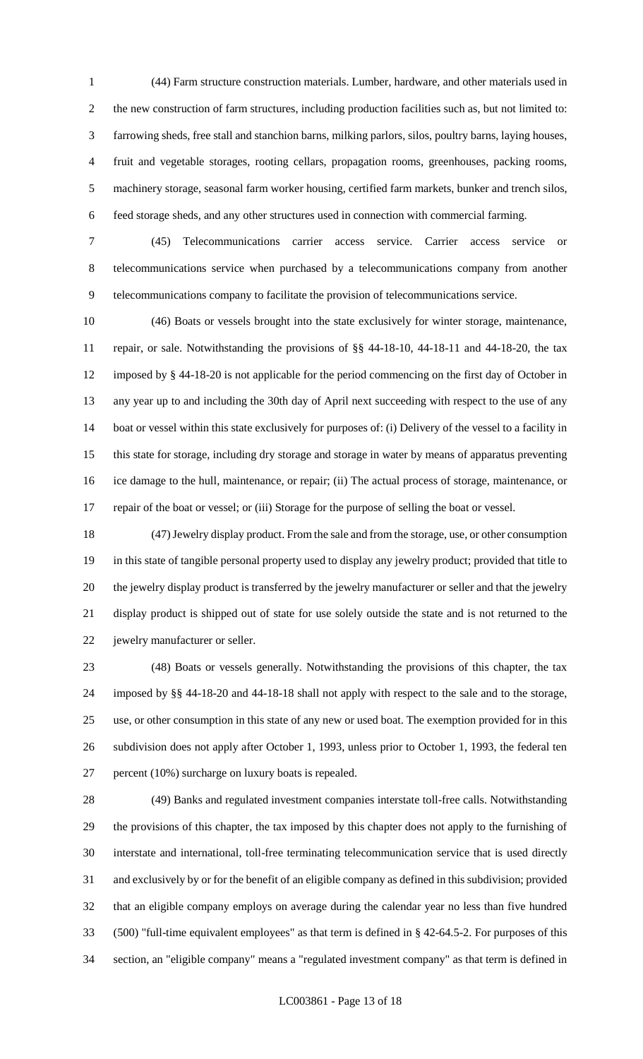(44) Farm structure construction materials. Lumber, hardware, and other materials used in the new construction of farm structures, including production facilities such as, but not limited to: farrowing sheds, free stall and stanchion barns, milking parlors, silos, poultry barns, laying houses, fruit and vegetable storages, rooting cellars, propagation rooms, greenhouses, packing rooms, machinery storage, seasonal farm worker housing, certified farm markets, bunker and trench silos, feed storage sheds, and any other structures used in connection with commercial farming.

(45) Telecommunications carrier access service. Carrier access service or telecommunications service when purchased by a telecommunications company from another telecommunications company to facilitate the provision of telecommunications service.

(46) Boats or vessels brought into the state exclusively for winter storage, maintenance, repair, or sale. Notwithstanding the provisions of §§ 44-18-10, 44-18-11 and 44-18-20, the tax imposed by § 44-18-20 is not applicable for the period commencing on the first day of October in any year up to and including the 30th day of April next succeeding with respect to the use of any boat or vessel within this state exclusively for purposes of: (i) Delivery of the vessel to a facility in this state for storage, including dry storage and storage in water by means of apparatus preventing ice damage to the hull, maintenance, or repair; (ii) The actual process of storage, maintenance, or repair of the boat or vessel; or (iii) Storage for the purpose of selling the boat or vessel.

(47) Jewelry display product. From the sale and from the storage, use, or other consumption in this state of tangible personal property used to display any jewelry product; provided that title to the jewelry display product is transferred by the jewelry manufacturer or seller and that the jewelry display product is shipped out of state for use solely outside the state and is not returned to the jewelry manufacturer or seller.

(48) Boats or vessels generally. Notwithstanding the provisions of this chapter, the tax imposed by §§ 44-18-20 and 44-18-18 shall not apply with respect to the sale and to the storage, use, or other consumption in this state of any new or used boat. The exemption provided for in this subdivision does not apply after October 1, 1993, unless prior to October 1, 1993, the federal ten percent (10%) surcharge on luxury boats is repealed.

(49) Banks and regulated investment companies interstate toll-free calls. Notwithstanding the provisions of this chapter, the tax imposed by this chapter does not apply to the furnishing of interstate and international, toll-free terminating telecommunication service that is used directly and exclusively by or for the benefit of an eligible company as defined in this subdivision; provided that an eligible company employs on average during the calendar year no less than five hundred (500) "full-time equivalent employees" as that term is defined in § 42-64.5-2. For purposes of this section, an "eligible company" means a "regulated investment company" as that term is defined in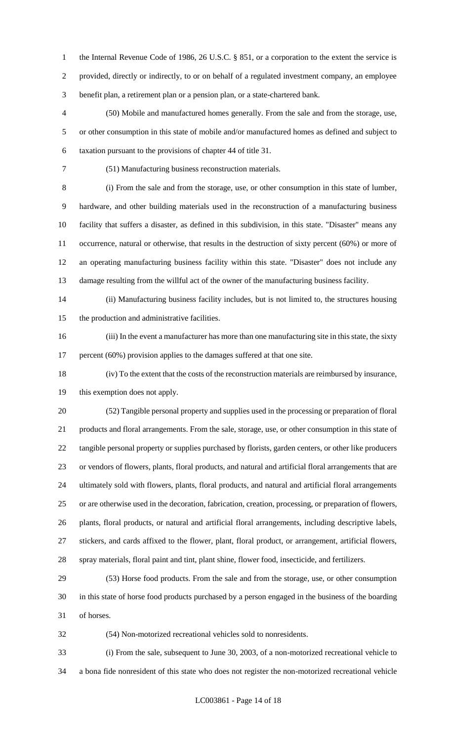the Internal Revenue Code of 1986, 26 U.S.C. § 851, or a corporation to the extent the service is provided, directly or indirectly, to or on behalf of a regulated investment company, an employee benefit plan, a retirement plan or a pension plan, or a state-chartered bank.

(50) Mobile and manufactured homes generally. From the sale and from the storage, use, or other consumption in this state of mobile and/or manufactured homes as defined and subject to taxation pursuant to the provisions of chapter 44 of title 31.

(51) Manufacturing business reconstruction materials.

(i) From the sale and from the storage, use, or other consumption in this state of lumber, hardware, and other building materials used in the reconstruction of a manufacturing business facility that suffers a disaster, as defined in this subdivision, in this state. "Disaster" means any occurrence, natural or otherwise, that results in the destruction of sixty percent (60%) or more of an operating manufacturing business facility within this state. "Disaster" does not include any damage resulting from the willful act of the owner of the manufacturing business facility.

(ii) Manufacturing business facility includes, but is not limited to, the structures housing the production and administrative facilities.

(iii) In the event a manufacturer has more than one manufacturing site in this state, the sixty percent (60%) provision applies to the damages suffered at that one site.

(iv) To the extent that the costs of the reconstruction materials are reimbursed by insurance, this exemption does not apply.

(52) Tangible personal property and supplies used in the processing or preparation of floral products and floral arrangements. From the sale, storage, use, or other consumption in this state of tangible personal property or supplies purchased by florists, garden centers, or other like producers or vendors of flowers, plants, floral products, and natural and artificial floral arrangements that are ultimately sold with flowers, plants, floral products, and natural and artificial floral arrangements or are otherwise used in the decoration, fabrication, creation, processing, or preparation of flowers, plants, floral products, or natural and artificial floral arrangements, including descriptive labels, stickers, and cards affixed to the flower, plant, floral product, or arrangement, artificial flowers, spray materials, floral paint and tint, plant shine, flower food, insecticide, and fertilizers.

(53) Horse food products. From the sale and from the storage, use, or other consumption in this state of horse food products purchased by a person engaged in the business of the boarding of horses.

(54) Non-motorized recreational vehicles sold to nonresidents.

(i) From the sale, subsequent to June 30, 2003, of a non-motorized recreational vehicle to a bona fide nonresident of this state who does not register the non-motorized recreational vehicle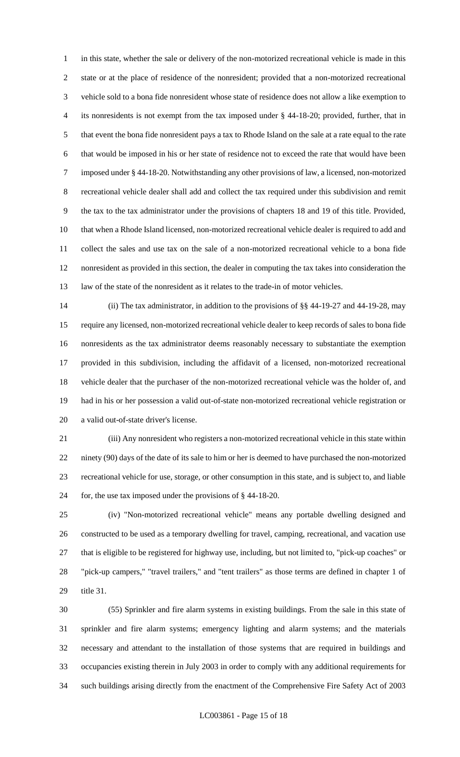in this state, whether the sale or delivery of the non-motorized recreational vehicle is made in this state or at the place of residence of the nonresident; provided that a non-motorized recreational vehicle sold to a bona fide nonresident whose state of residence does not allow a like exemption to its nonresidents is not exempt from the tax imposed under § 44-18-20; provided, further, that in that event the bona fide nonresident pays a tax to Rhode Island on the sale at a rate equal to the rate that would be imposed in his or her state of residence not to exceed the rate that would have been imposed under § 44-18-20. Notwithstanding any other provisions of law, a licensed, non-motorized recreational vehicle dealer shall add and collect the tax required under this subdivision and remit the tax to the tax administrator under the provisions of chapters 18 and 19 of this title. Provided, that when a Rhode Island licensed, non-motorized recreational vehicle dealer is required to add and collect the sales and use tax on the sale of a non-motorized recreational vehicle to a bona fide nonresident as provided in this section, the dealer in computing the tax takes into consideration the law of the state of the nonresident as it relates to the trade-in of motor vehicles.

(ii) The tax administrator, in addition to the provisions of §§ 44-19-27 and 44-19-28, may require any licensed, non-motorized recreational vehicle dealer to keep records of sales to bona fide nonresidents as the tax administrator deems reasonably necessary to substantiate the exemption provided in this subdivision, including the affidavit of a licensed, non-motorized recreational vehicle dealer that the purchaser of the non-motorized recreational vehicle was the holder of, and had in his or her possession a valid out-of-state non-motorized recreational vehicle registration or a valid out-of-state driver's license.

(iii) Any nonresident who registers a non-motorized recreational vehicle in this state within ninety (90) days of the date of its sale to him or her is deemed to have purchased the non-motorized recreational vehicle for use, storage, or other consumption in this state, and is subject to, and liable for, the use tax imposed under the provisions of § 44-18-20.

(iv) "Non-motorized recreational vehicle" means any portable dwelling designed and constructed to be used as a temporary dwelling for travel, camping, recreational, and vacation use that is eligible to be registered for highway use, including, but not limited to, "pick-up coaches" or "pick-up campers," "travel trailers," and "tent trailers" as those terms are defined in chapter 1 of title 31.

(55) Sprinkler and fire alarm systems in existing buildings. From the sale in this state of sprinkler and fire alarm systems; emergency lighting and alarm systems; and the materials necessary and attendant to the installation of those systems that are required in buildings and occupancies existing therein in July 2003 in order to comply with any additional requirements for such buildings arising directly from the enactment of the Comprehensive Fire Safety Act of 2003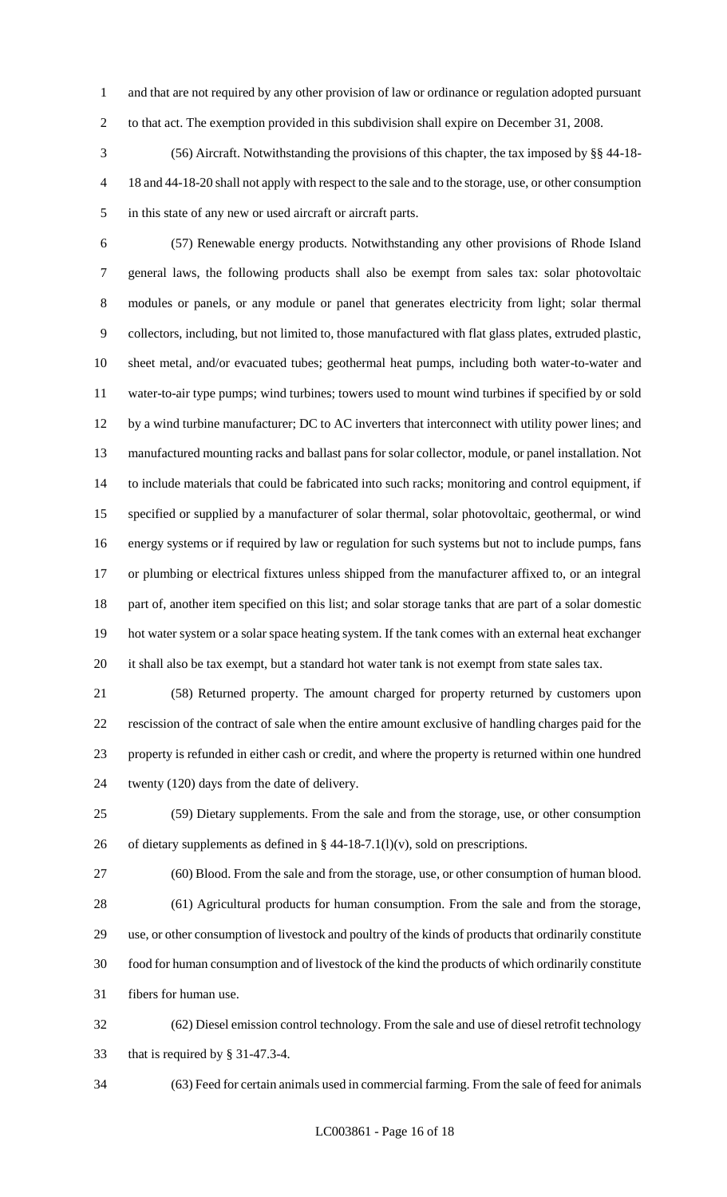and that are not required by any other provision of law or ordinance or regulation adopted pursuant to that act. The exemption provided in this subdivision shall expire on December 31, 2008.

(56) Aircraft. Notwithstanding the provisions of this chapter, the tax imposed by §§ 44-18-18 and 44-18-20 shall not apply with respect to the sale and to the storage, use, or other consumption in this state of any new or used aircraft or aircraft parts.

(57) Renewable energy products. Notwithstanding any other provisions of Rhode Island general laws, the following products shall also be exempt from sales tax: solar photovoltaic modules or panels, or any module or panel that generates electricity from light; solar thermal collectors, including, but not limited to, those manufactured with flat glass plates, extruded plastic, sheet metal, and/or evacuated tubes; geothermal heat pumps, including both water-to-water and water-to-air type pumps; wind turbines; towers used to mount wind turbines if specified by or sold by a wind turbine manufacturer; DC to AC inverters that interconnect with utility power lines; and manufactured mounting racks and ballast pans for solar collector, module, or panel installation. Not to include materials that could be fabricated into such racks; monitoring and control equipment, if specified or supplied by a manufacturer of solar thermal, solar photovoltaic, geothermal, or wind energy systems or if required by law or regulation for such systems but not to include pumps, fans or plumbing or electrical fixtures unless shipped from the manufacturer affixed to, or an integral part of, another item specified on this list; and solar storage tanks that are part of a solar domestic hot water system or a solar space heating system. If the tank comes with an external heat exchanger it shall also be tax exempt, but a standard hot water tank is not exempt from state sales tax.

(58) Returned property. The amount charged for property returned by customers upon rescission of the contract of sale when the entire amount exclusive of handling charges paid for the property is refunded in either cash or credit, and where the property is returned within one hundred twenty (120) days from the date of delivery.

(59) Dietary supplements. From the sale and from the storage, use, or other consumption of dietary supplements as defined in § 44-18-7.1(l)(v), sold on prescriptions.

(60) Blood. From the sale and from the storage, use, or other consumption of human blood.

(61) Agricultural products for human consumption. From the sale and from the storage, use, or other consumption of livestock and poultry of the kinds of products that ordinarily constitute food for human consumption and of livestock of the kind the products of which ordinarily constitute fibers for human use.

(62) Diesel emission control technology. From the sale and use of diesel retrofit technology that is required by § 31-47.3-4.

(63) Feed for certain animals used in commercial farming. From the sale of feed for animals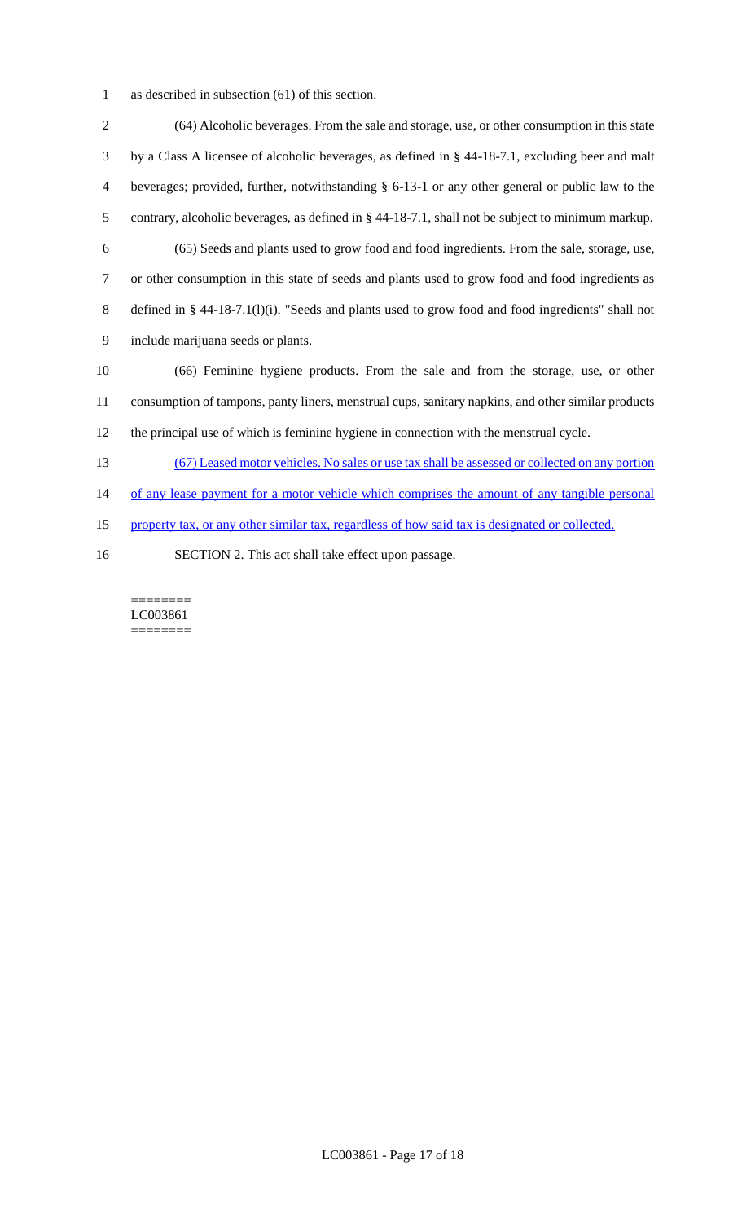as described in subsection (61) of this section.

(64) Alcoholic beverages. From the sale and storage, use, or other consumption in this state by a Class A licensee of alcoholic beverages, as defined in § 44-18-7.1, excluding beer and malt beverages; provided, further, notwithstanding § 6-13-1 or any other general or public law to the contrary, alcoholic beverages, as defined in § 44-18-7.1, shall not be subject to minimum markup.

(65) Seeds and plants used to grow food and food ingredients. From the sale, storage, use, or other consumption in this state of seeds and plants used to grow food and food ingredients as defined in § 44-18-7.1(l)(i). "Seeds and plants used to grow food and food ingredients" shall not include marijuana seeds or plants.

(66) Feminine hygiene products. From the sale and from the storage, use, or other consumption of tampons, panty liners, menstrual cups, sanitary napkins, and other similar products the principal use of which is feminine hygiene in connection with the menstrual cycle.

(67) Leased motor vehicles. No sales or use tax shall be assessed or collected on any portion of any lease payment for a motor vehicle which comprises the amount of any tangible personal property tax, or any other similar tax, regardless of how said tax is designated or collected.

SECTION 2. This act shall take effect upon passage.

========
LC003861
========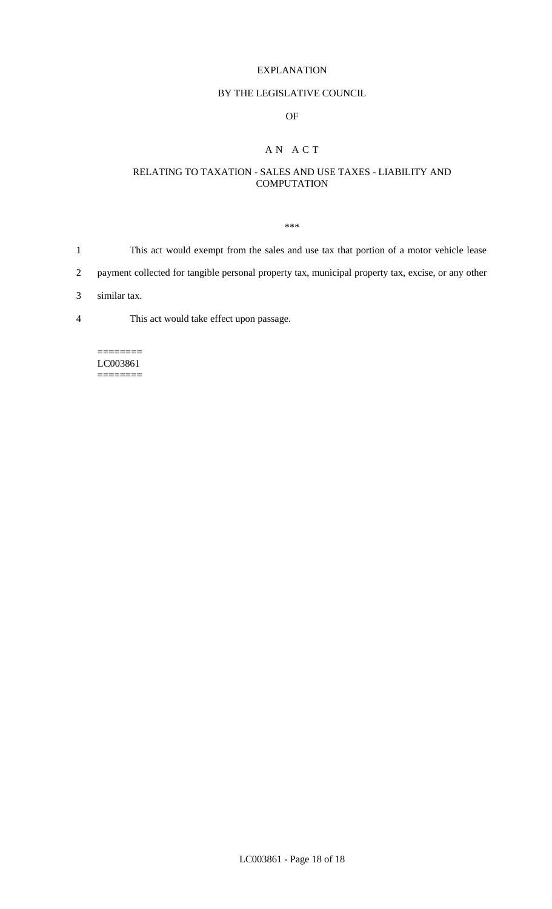EXPLANATION

BY THE LEGISLATIVE COUNCIL

OF

A N A C T

RELATING TO TAXATION - SALES AND USE TAXES - LIABILITY AND COMPUTATION

\*\*\*

1 This act would exempt from the sales and use tax that portion of a motor vehicle lease
2 payment collected for tangible personal property tax, municipal property tax, excise, or any other
3 similar tax.

4 This act would take effect upon passage.

========
LC003861
========